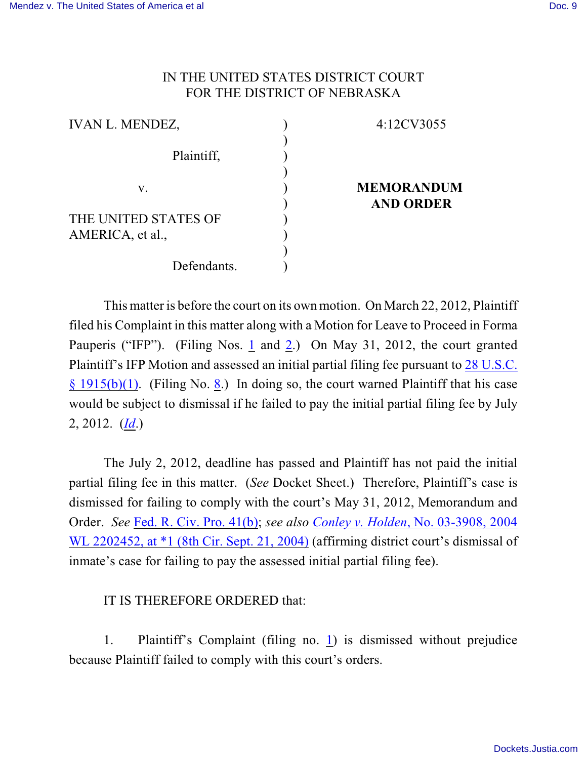IN THE UNITED STATES DISTRICT COURT
FOR THE DISTRICT OF NEBRASKA

| | | |
|---|---|---|
| IVAN L. MENDEZ, | ) | 4:12CV3055 |
| | ) | |
| Plaintiff, | ) | |
| | ) | |
| v. | ) | **MEMORANDUM AND ORDER** |
| | ) | |
| THE UNITED STATES OF AMERICA, et al., | ) | |
| | ) | |
| Defendants. | ) | |

This matter is before the court on its own motion. On March 22, 2012, Plaintiff filed his Complaint in this matter along with a Motion for Leave to Proceed in Forma Pauperis ("IFP"). (Filing Nos. 1 and 2.) On May 31, 2012, the court granted Plaintiff's IFP Motion and assessed an initial partial filing fee pursuant to 28 U.S.C. § 1915(b)(1). (Filing No. 8.) In doing so, the court warned Plaintiff that his case would be subject to dismissal if he failed to pay the initial partial filing fee by July 2, 2012. (*Id*.)

The July 2, 2012, deadline has passed and Plaintiff has not paid the initial partial filing fee in this matter. (*See* Docket Sheet.) Therefore, Plaintiff's case is dismissed for failing to comply with the court's May 31, 2012, Memorandum and Order. *See* Fed. R. Civ. Pro. 41(b); *see also* *Conley v. Holden*, No. 03-3908, 2004 WL 2202452, at *1 (8th Cir. Sept. 21, 2004) (affirming district court's dismissal of inmate's case for failing to pay the assessed initial partial filing fee).

IT IS THEREFORE ORDERED that:

1. Plaintiff's Complaint (filing no. 1) is dismissed without prejudice because Plaintiff failed to comply with this court's orders.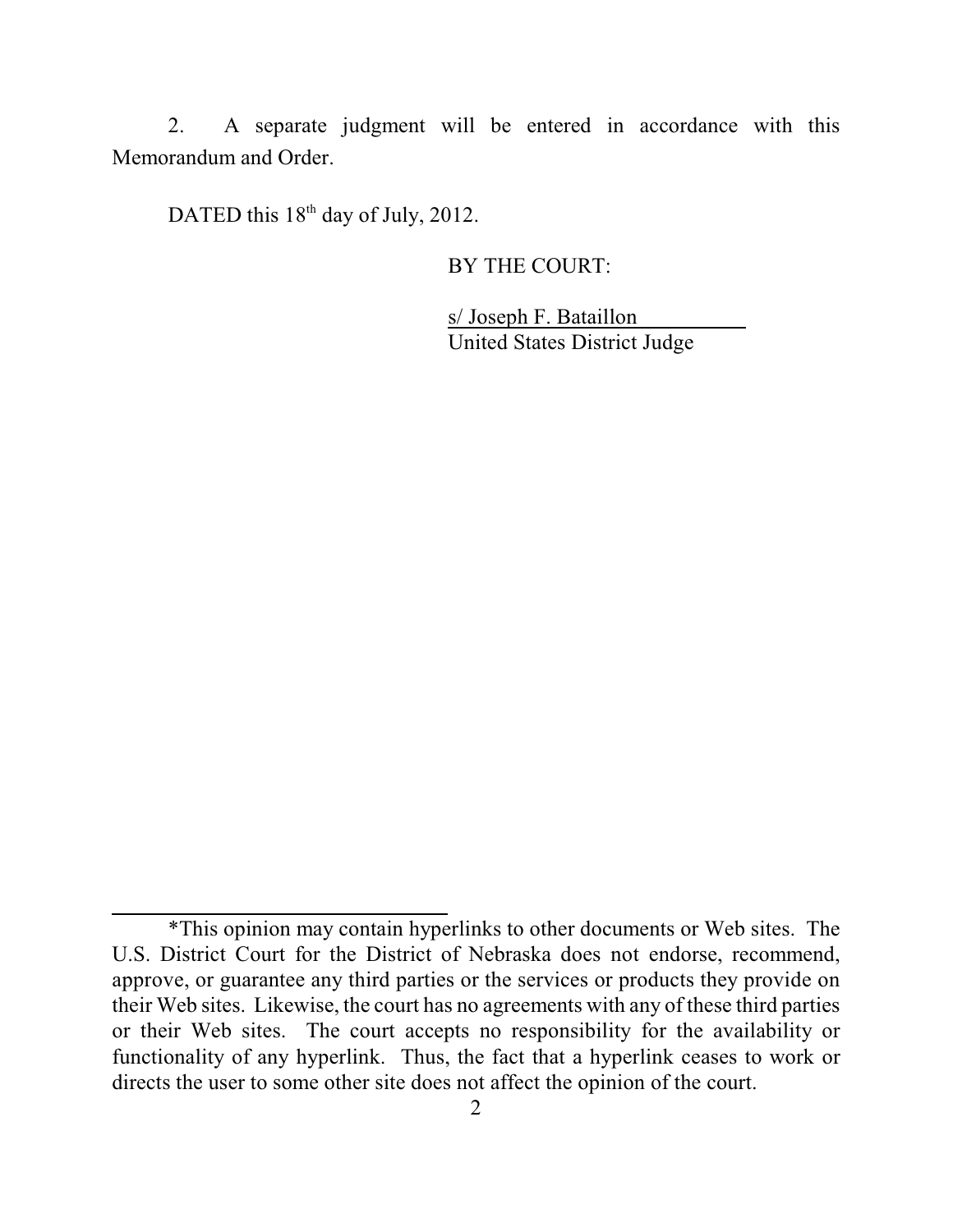2. A separate judgment will be entered in accordance with this Memorandum and Order.

DATED this 18th day of July, 2012.

BY THE COURT:

s/ Joseph F. Bataillon
United States District Judge

---

*This opinion may contain hyperlinks to other documents or Web sites. The U.S. District Court for the District of Nebraska does not endorse, recommend, approve, or guarantee any third parties or the services or products they provide on their Web sites. Likewise, the court has no agreements with any of these third parties or their Web sites. The court accepts no responsibility for the availability or functionality of any hyperlink. Thus, the fact that a hyperlink ceases to work or directs the user to some other site does not affect the opinion of the court.